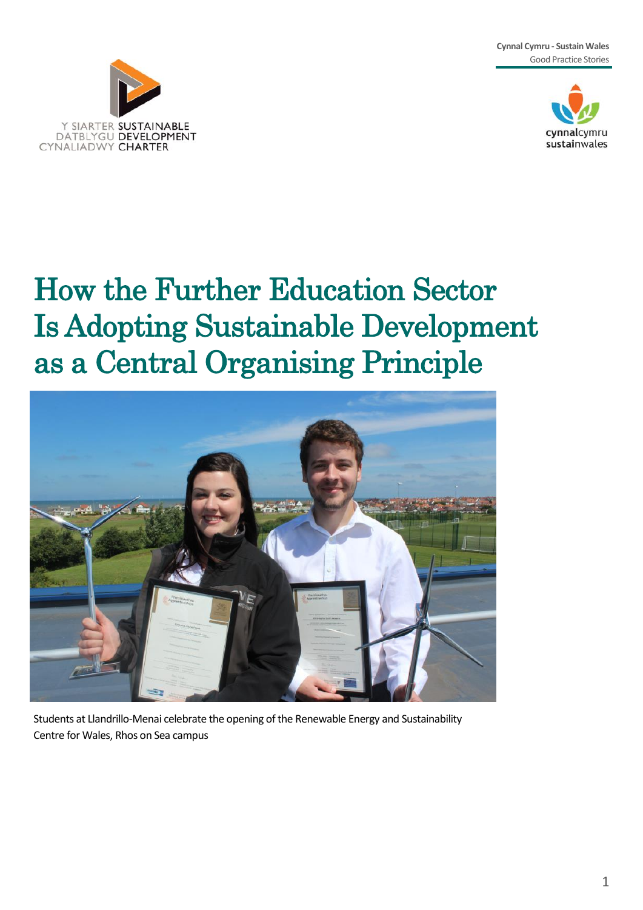Cynnal Cymru - Sustain Wales
Good Practice Stories

Y SIARTER DATBLYGU CYNALIADWY
SUSTAINABLE DEVELOPMENT CHARTER

cynnalcymru
sustainwales

# How the Further Education Sector Is Adopting Sustainable Development as a Central Organising Principle

Students at Llandrillo-Menai celebrate the opening of the Renewable Energy and Sustainability Centre for Wales, Rhos on Sea campus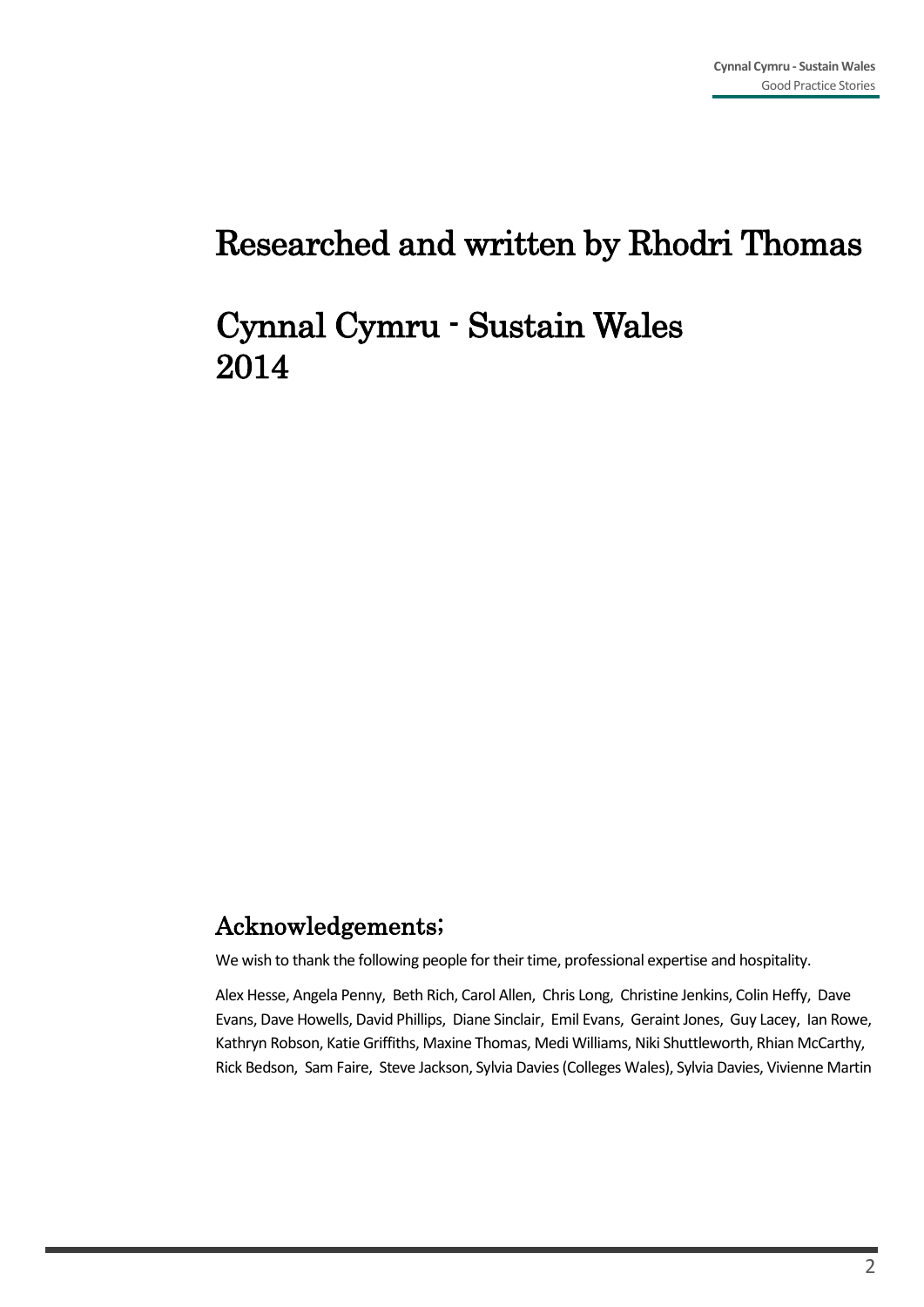# Researched and written by Rhodri Thomas

# Cynnal Cymru - Sustain Wales
# 2014

## Acknowledgements;

We wish to thank the following people for their time, professional expertise and hospitality.

Alex Hesse, Angela Penny, Beth Rich, Carol Allen, Chris Long, Christine Jenkins, Colin Heffy, Dave Evans, Dave Howells, David Phillips, Diane Sinclair, Emil Evans, Geraint Jones, Guy Lacey, Ian Rowe, Kathryn Robson, Katie Griffiths, Maxine Thomas, Medi Williams, Niki Shuttleworth, Rhian McCarthy, Rick Bedson, Sam Faire, Steve Jackson, Sylvia Davies (Colleges Wales), Sylvia Davies, Vivienne Martin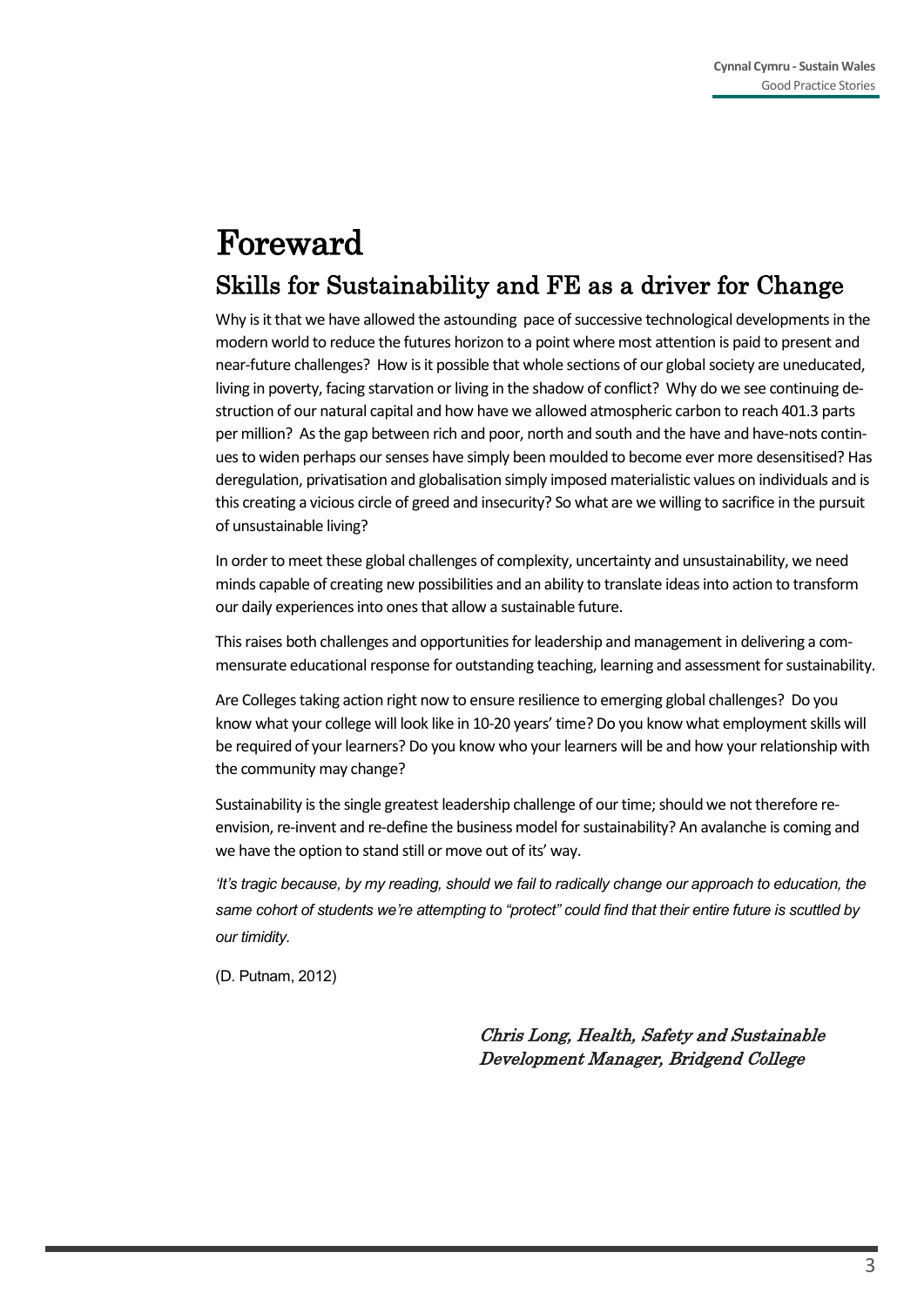# Foreward

## Skills for Sustainability and FE as a driver for Change

Why is it that we have allowed the astounding pace of successive technological developments in the modern world to reduce the futures horizon to a point where most attention is paid to present and near-future challenges? How is it possible that whole sections of our global society are uneducated, living in poverty, facing starvation or living in the shadow of conflict? Why do we see continuing destruction of our natural capital and how have we allowed atmospheric carbon to reach 401.3 parts per million? As the gap between rich and poor, north and south and the have and have-nots continues to widen perhaps our senses have simply been moulded to become ever more desensitised? Has deregulation, privatisation and globalisation simply imposed materialistic values on individuals and is this creating a vicious circle of greed and insecurity? So what are we willing to sacrifice in the pursuit of unsustainable living?

In order to meet these global challenges of complexity, uncertainty and unsustainability, we need minds capable of creating new possibilities and an ability to translate ideas into action to transform our daily experiences into ones that allow a sustainable future.

This raises both challenges and opportunities for leadership and management in delivering a commensurate educational response for outstanding teaching, learning and assessment for sustainability.

Are Colleges taking action right now to ensure resilience to emerging global challenges? Do you know what your college will look like in 10-20 years' time? Do you know what employment skills will be required of your learners? Do you know who your learners will be and how your relationship with the community may change?

Sustainability is the single greatest leadership challenge of our time; should we not therefore re-envision, re-invent and re-define the business model for sustainability? An avalanche is coming and we have the option to stand still or move out of its' way.

*'It's tragic because, by my reading, should we fail to radically change our approach to education, the same cohort of students we're attempting to "protect" could find that their entire future is scuttled by our timidity.*

(D. Putnam, 2012)

*Chris Long, Health, Safety and Sustainable Development Manager, Bridgend College*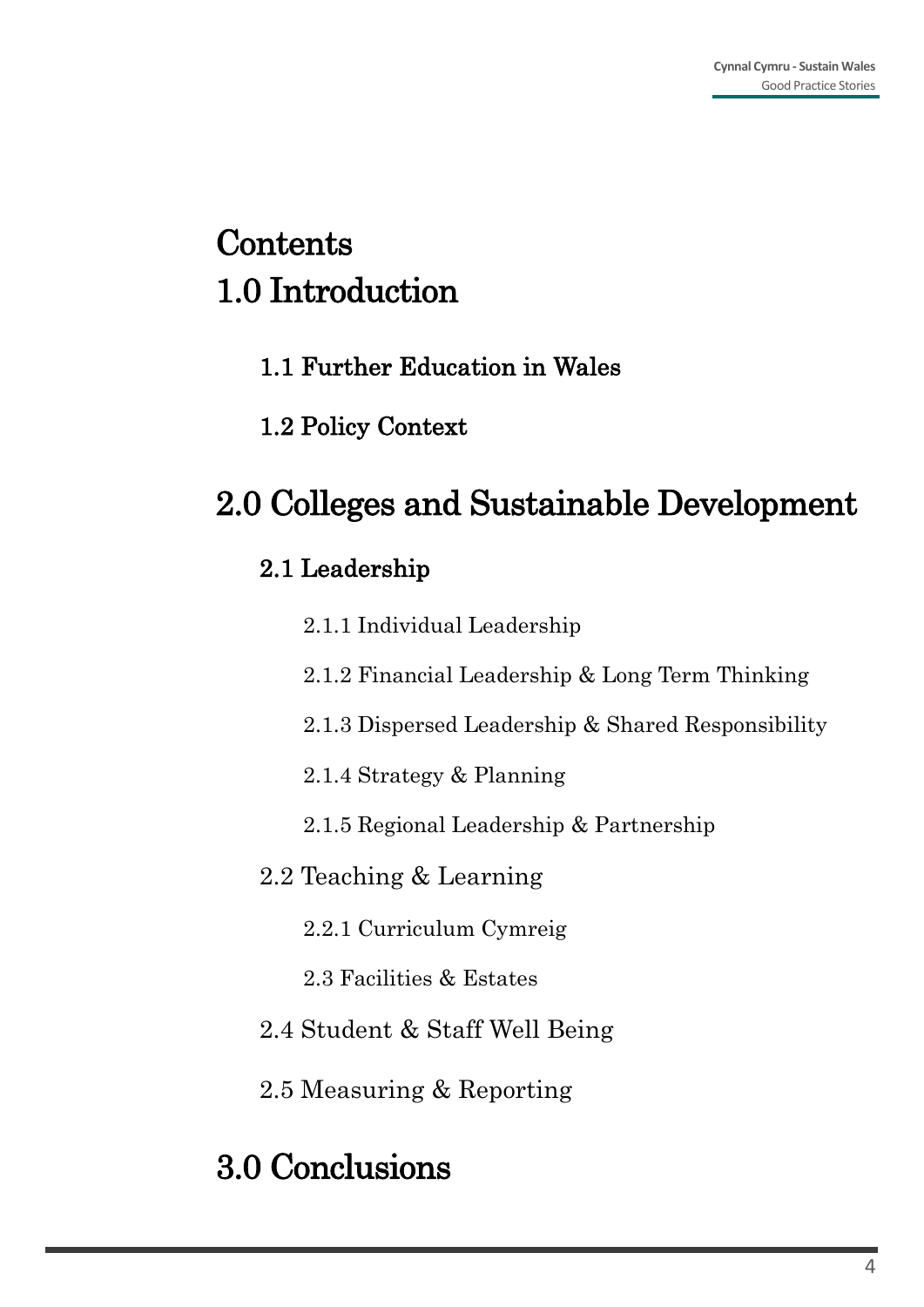# Contents

# 1.0 Introduction

## 1.1 Further Education in Wales

## 1.2 Policy Context

# 2.0 Colleges and Sustainable Development

## 2.1 Leadership

2.1.1 Individual Leadership

2.1.2 Financial Leadership & Long Term Thinking

2.1.3 Dispersed Leadership & Shared Responsibility

2.1.4 Strategy & Planning

2.1.5 Regional Leadership & Partnership

2.2 Teaching & Learning

2.2.1 Curriculum Cymreig

2.3 Facilities & Estates

2.4 Student & Staff Well Being

2.5 Measuring & Reporting

# 3.0 Conclusions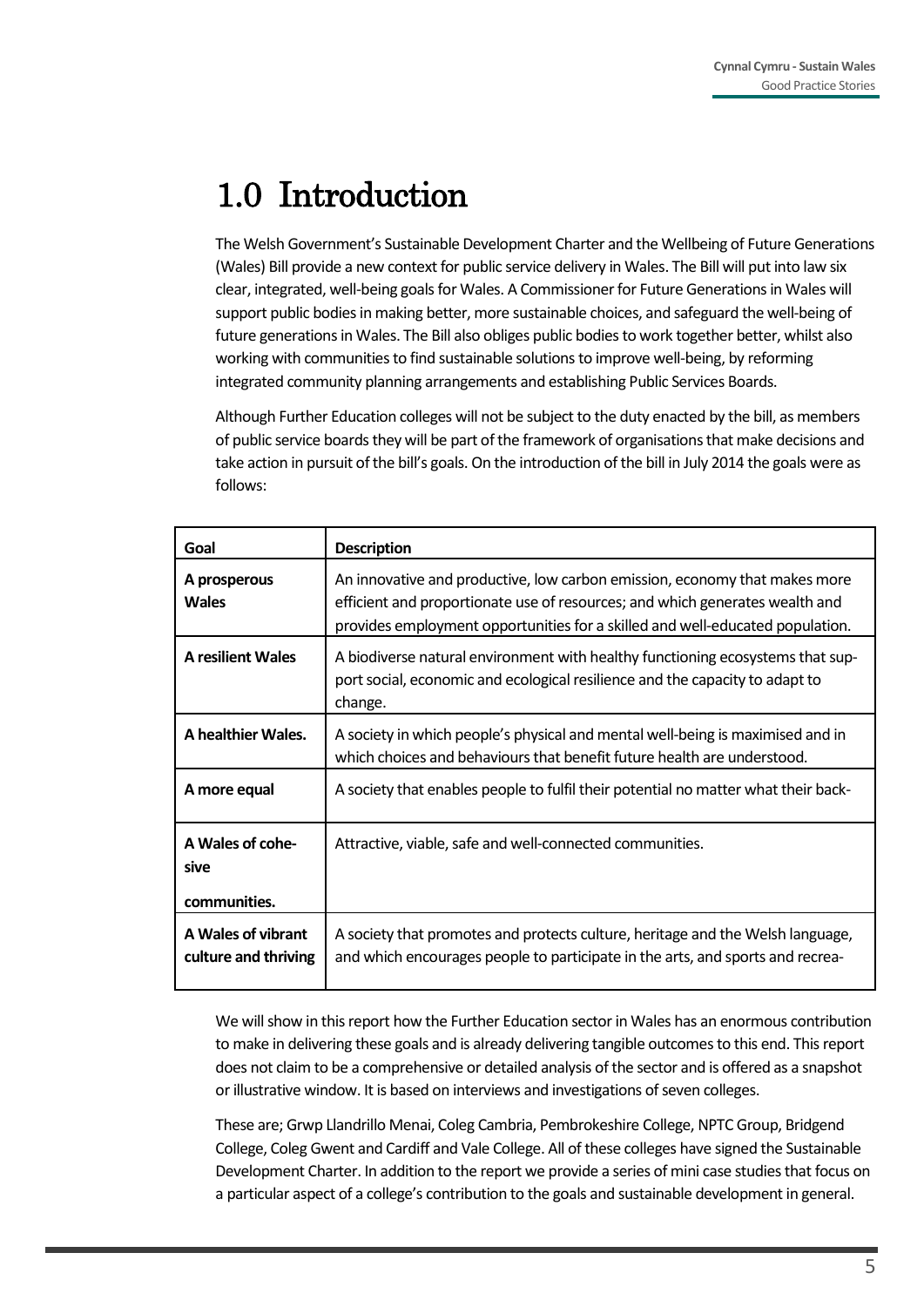# 1.0 Introduction

The Welsh Government's Sustainable Development Charter and the Wellbeing of Future Generations (Wales) Bill provide a new context for public service delivery in Wales. The Bill will put into law six clear, integrated, well-being goals for Wales. A Commissioner for Future Generations in Wales will support public bodies in making better, more sustainable choices, and safeguard the well-being of future generations in Wales. The Bill also obliges public bodies to work together better, whilst also working with communities to find sustainable solutions to improve well-being, by reforming integrated community planning arrangements and establishing Public Services Boards.

Although Further Education colleges will not be subject to the duty enacted by the bill, as members of public service boards they will be part of the framework of organisations that make decisions and take action in pursuit of the bill's goals. On the introduction of the bill in July 2014 the goals were as follows:

| Goal | Description |
|---|---|
| **A prosperous Wales** | An innovative and productive, low carbon emission, economy that makes more efficient and proportionate use of resources; and which generates wealth and provides employment opportunities for a skilled and well-educated population. |
| **A resilient Wales** | A biodiverse natural environment with healthy functioning ecosystems that support social, economic and ecological resilience and the capacity to adapt to change. |
| **A healthier Wales.** | A society in which people's physical and mental well-being is maximised and in which choices and behaviours that benefit future health are understood. |
| **A more equal** | A society that enables people to fulfil their potential no matter what their back- |
| **A Wales of cohesive communities.** | Attractive, viable, safe and well-connected communities. |
| **A Wales of vibrant culture and thriving** | A society that promotes and protects culture, heritage and the Welsh language, and which encourages people to participate in the arts, and sports and recrea- |

We will show in this report how the Further Education sector in Wales has an enormous contribution to make in delivering these goals and is already delivering tangible outcomes to this end. This report does not claim to be a comprehensive or detailed analysis of the sector and is offered as a snapshot or illustrative window. It is based on interviews and investigations of seven colleges.

These are; Grwp Llandrillo Menai, Coleg Cambria, Pembrokeshire College, NPTC Group, Bridgend College, Coleg Gwent and Cardiff and Vale College. All of these colleges have signed the Sustainable Development Charter. In addition to the report we provide a series of mini case studies that focus on a particular aspect of a college's contribution to the goals and sustainable development in general.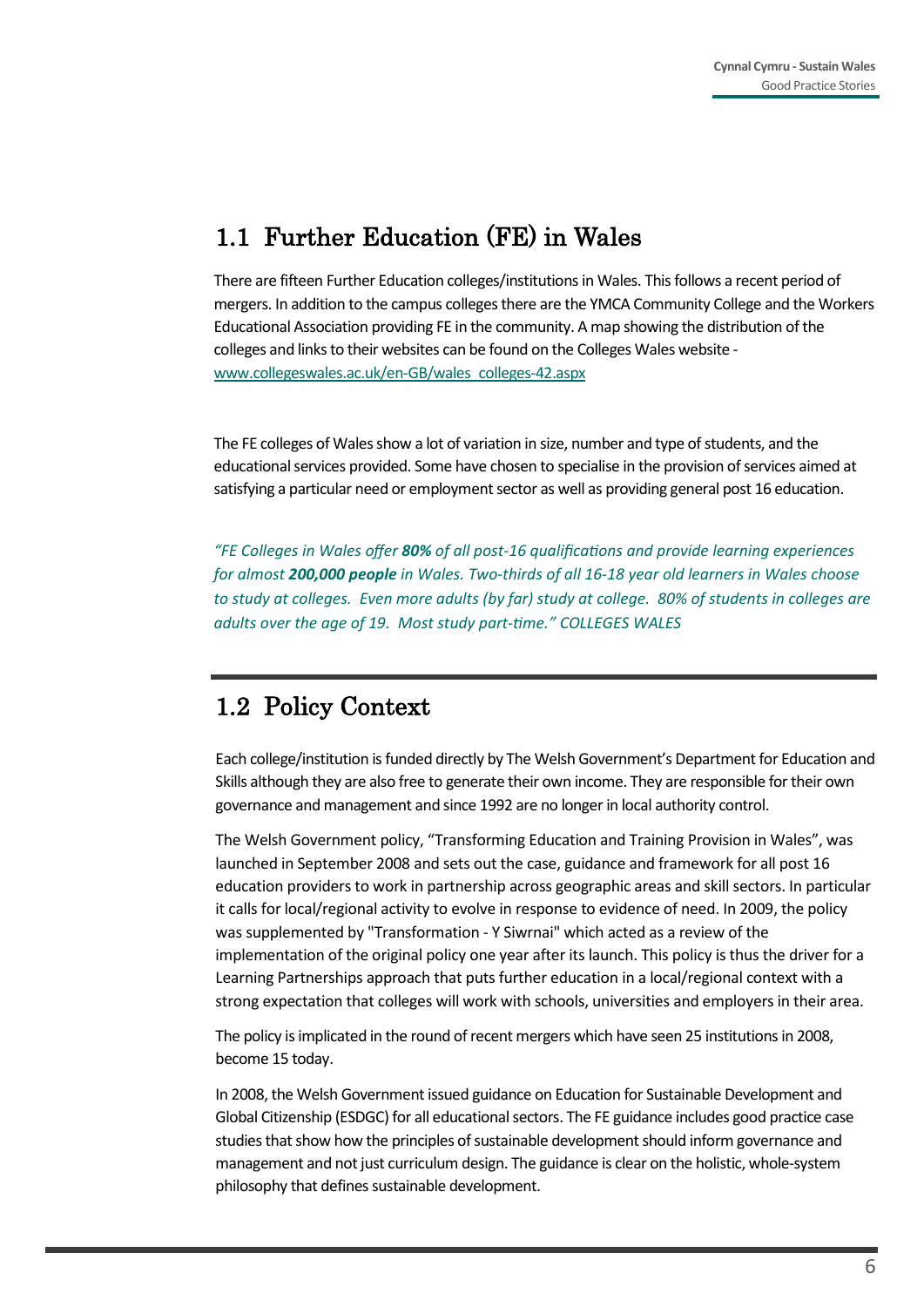## 1.1 Further Education (FE) in Wales

There are fifteen Further Education colleges/institutions in Wales. This follows a recent period of mergers. In addition to the campus colleges there are the YMCA Community College and the Workers Educational Association providing FE in the community. A map showing the distribution of the colleges and links to their websites can be found on the Colleges Wales website - [www.collegeswales.ac.uk/en-GB/wales_colleges-42.aspx](www.collegeswales.ac.uk/en-GB/wales_colleges-42.aspx)

The FE colleges of Wales show a lot of variation in size, number and type of students, and the educational services provided. Some have chosen to specialise in the provision of services aimed at satisfying a particular need or employment sector as well as providing general post 16 education.

*"FE Colleges in Wales offer **80%** of all post-16 qualifications and provide learning experiences for almost **200,000 people** in Wales. Two-thirds of all 16-18 year old learners in Wales choose to study at colleges. Even more adults (by far) study at college. 80% of students in colleges are adults over the age of 19. Most study part-time." COLLEGES WALES*

## 1.2 Policy Context

Each college/institution is funded directly by The Welsh Government's Department for Education and Skills although they are also free to generate their own income. They are responsible for their own governance and management and since 1992 are no longer in local authority control.

The Welsh Government policy, "Transforming Education and Training Provision in Wales", was launched in September 2008 and sets out the case, guidance and framework for all post 16 education providers to work in partnership across geographic areas and skill sectors. In particular it calls for local/regional activity to evolve in response to evidence of need. In 2009, the policy was supplemented by "Transformation - Y Siwrnai" which acted as a review of the implementation of the original policy one year after its launch. This policy is thus the driver for a Learning Partnerships approach that puts further education in a local/regional context with a strong expectation that colleges will work with schools, universities and employers in their area.

The policy is implicated in the round of recent mergers which have seen 25 institutions in 2008, become 15 today.

In 2008, the Welsh Government issued guidance on Education for Sustainable Development and Global Citizenship (ESDGC) for all educational sectors. The FE guidance includes good practice case studies that show how the principles of sustainable development should inform governance and management and not just curriculum design. The guidance is clear on the holistic, whole-system philosophy that defines sustainable development.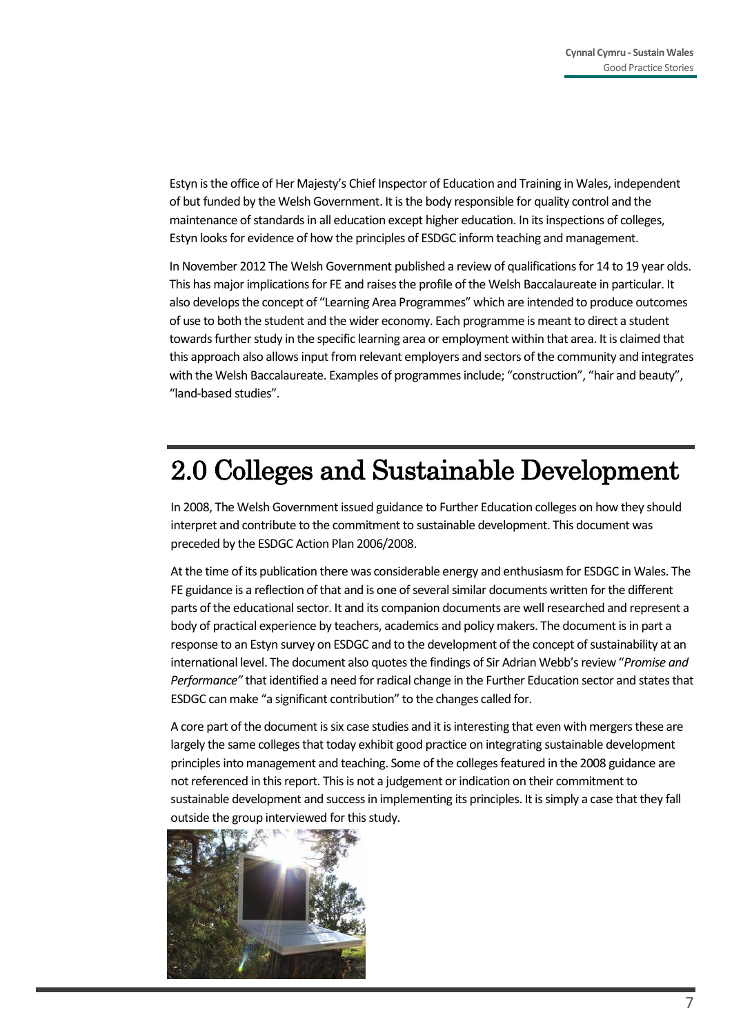Estyn is the office of Her Majesty's Chief Inspector of Education and Training in Wales, independent of but funded by the Welsh Government. It is the body responsible for quality control and the maintenance of standards in all education except higher education. In its inspections of colleges, Estyn looks for evidence of how the principles of ESDGC inform teaching and management.

In November 2012 The Welsh Government published a review of qualifications for 14 to 19 year olds. This has major implications for FE and raises the profile of the Welsh Baccalaureate in particular. It also develops the concept of "Learning Area Programmes" which are intended to produce outcomes of use to both the student and the wider economy. Each programme is meant to direct a student towards further study in the specific learning area or employment within that area. It is claimed that this approach also allows input from relevant employers and sectors of the community and integrates with the Welsh Baccalaureate. Examples of programmes include; "construction", "hair and beauty", "land-based studies".

# 2.0 Colleges and Sustainable Development

In 2008, The Welsh Government issued guidance to Further Education colleges on how they should interpret and contribute to the commitment to sustainable development. This document was preceded by the ESDGC Action Plan 2006/2008.

At the time of its publication there was considerable energy and enthusiasm for ESDGC in Wales. The FE guidance is a reflection of that and is one of several similar documents written for the different parts of the educational sector. It and its companion documents are well researched and represent a body of practical experience by teachers, academics and policy makers. The document is in part a response to an Estyn survey on ESDGC and to the development of the concept of sustainability at an international level. The document also quotes the findings of Sir Adrian Webb's review "*Promise and Performance"* that identified a need for radical change in the Further Education sector and states that ESDGC can make "a significant contribution" to the changes called for.

A core part of the document is six case studies and it is interesting that even with mergers these are largely the same colleges that today exhibit good practice on integrating sustainable development principles into management and teaching. Some of the colleges featured in the 2008 guidance are not referenced in this report. This is not a judgement or indication on their commitment to sustainable development and success in implementing its principles. It is simply a case that they fall outside the group interviewed for this study.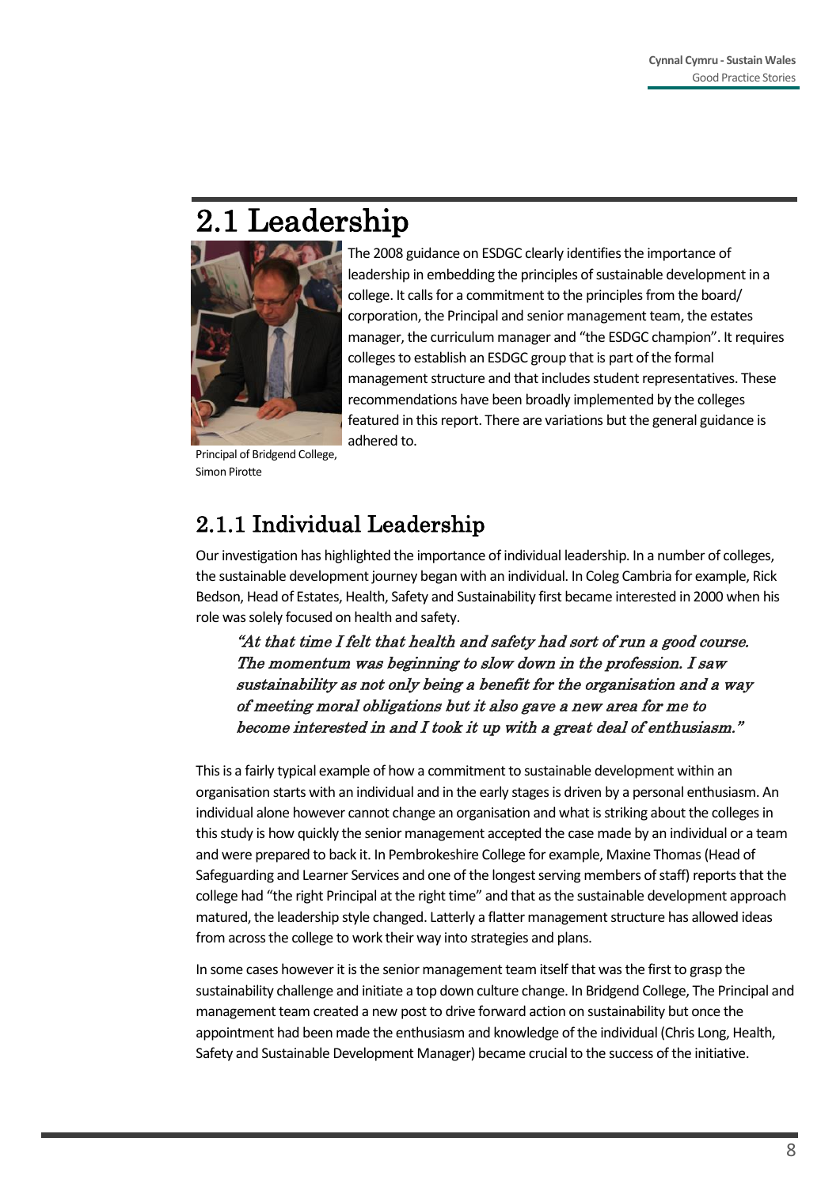## 2.1 Leadership

The 2008 guidance on ESDGC clearly identifies the importance of leadership in embedding the principles of sustainable development in a college. It calls for a commitment to the principles from the board/ corporation, the Principal and senior management team, the estates manager, the curriculum manager and "the ESDGC champion". It requires colleges to establish an ESDGC group that is part of the formal management structure and that includes student representatives. These recommendations have been broadly implemented by the colleges featured in this report. There are variations but the general guidance is adhered to.

Principal of Bridgend College, Simon Pirotte

### 2.1.1 Individual Leadership

Our investigation has highlighted the importance of individual leadership. In a number of colleges, the sustainable development journey began with an individual. In Coleg Cambria for example, Rick Bedson, Head of Estates, Health, Safety and Sustainability first became interested in 2000 when his role was solely focused on health and safety.

> *"At that time I felt that health and safety had sort of run a good course. The momentum was beginning to slow down in the profession. I saw sustainability as not only being a benefit for the organisation and a way of meeting moral obligations but it also gave a new area for me to become interested in and I took it up with a great deal of enthusiasm."*

This is a fairly typical example of how a commitment to sustainable development within an organisation starts with an individual and in the early stages is driven by a personal enthusiasm. An individual alone however cannot change an organisation and what is striking about the colleges in this study is how quickly the senior management accepted the case made by an individual or a team and were prepared to back it. In Pembrokeshire College for example, Maxine Thomas (Head of Safeguarding and Learner Services and one of the longest serving members of staff) reports that the college had "the right Principal at the right time" and that as the sustainable development approach matured, the leadership style changed. Latterly a flatter management structure has allowed ideas from across the college to work their way into strategies and plans.

In some cases however it is the senior management team itself that was the first to grasp the sustainability challenge and initiate a top down culture change. In Bridgend College, The Principal and management team created a new post to drive forward action on sustainability but once the appointment had been made the enthusiasm and knowledge of the individual (Chris Long, Health, Safety and Sustainable Development Manager) became crucial to the success of the initiative.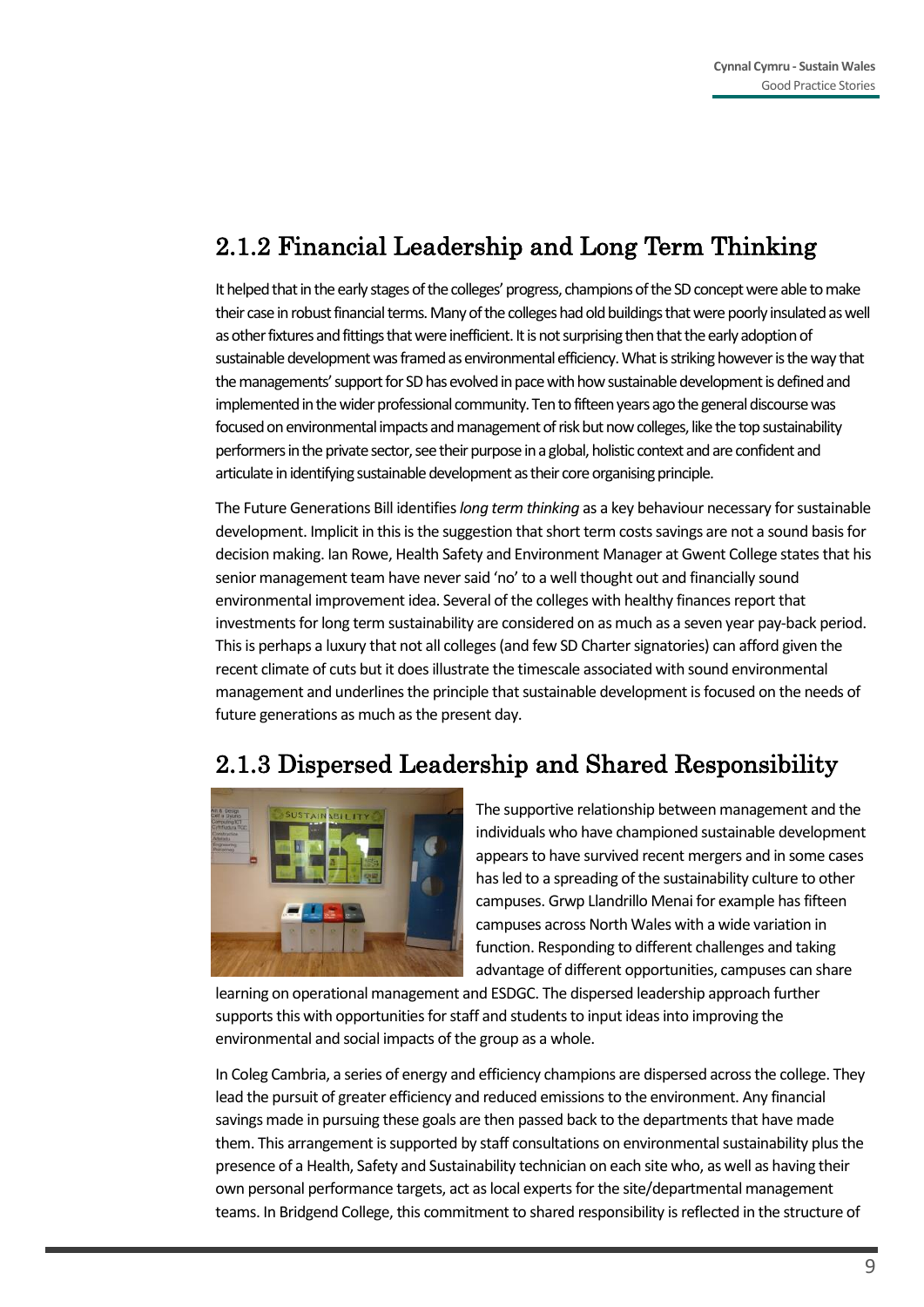## 2.1.2 Financial Leadership and Long Term Thinking

It helped that in the early stages of the colleges' progress, champions of the SD concept were able to make their case in robust financial terms. Many of the colleges had old buildings that were poorly insulated as well as other fixtures and fittings that were inefficient. It is not surprising then that the early adoption of sustainable development was framed as environmental efficiency. What is striking however is the way that the managements' support for SD has evolved in pace with how sustainable development is defined and implemented in the wider professional community. Ten to fifteen years ago the general discourse was focused on environmental impacts and management of risk but now colleges, like the top sustainability performers in the private sector, see their purpose in a global, holistic context and are confident and articulate in identifying sustainable development as their core organising principle.

The Future Generations Bill identifies *long term thinking* as a key behaviour necessary for sustainable development. Implicit in this is the suggestion that short term costs savings are not a sound basis for decision making. Ian Rowe, Health Safety and Environment Manager at Gwent College states that his senior management team have never said 'no' to a well thought out and financially sound environmental improvement idea. Several of the colleges with healthy finances report that investments for long term sustainability are considered on as much as a seven year pay-back period. This is perhaps a luxury that not all colleges (and few SD Charter signatories) can afford given the recent climate of cuts but it does illustrate the timescale associated with sound environmental management and underlines the principle that sustainable development is focused on the needs of future generations as much as the present day.

## 2.1.3 Dispersed Leadership and Shared Responsibility

The supportive relationship between management and the individuals who have championed sustainable development appears to have survived recent mergers and in some cases has led to a spreading of the sustainability culture to other campuses. Grwp Llandrillo Menai for example has fifteen campuses across North Wales with a wide variation in function. Responding to different challenges and taking advantage of different opportunities, campuses can share learning on operational management and ESDGC. The dispersed leadership approach further supports this with opportunities for staff and students to input ideas into improving the environmental and social impacts of the group as a whole.

In Coleg Cambria, a series of energy and efficiency champions are dispersed across the college. They lead the pursuit of greater efficiency and reduced emissions to the environment. Any financial savings made in pursuing these goals are then passed back to the departments that have made them. This arrangement is supported by staff consultations on environmental sustainability plus the presence of a Health, Safety and Sustainability technician on each site who, as well as having their own personal performance targets, act as local experts for the site/departmental management teams. In Bridgend College, this commitment to shared responsibility is reflected in the structure of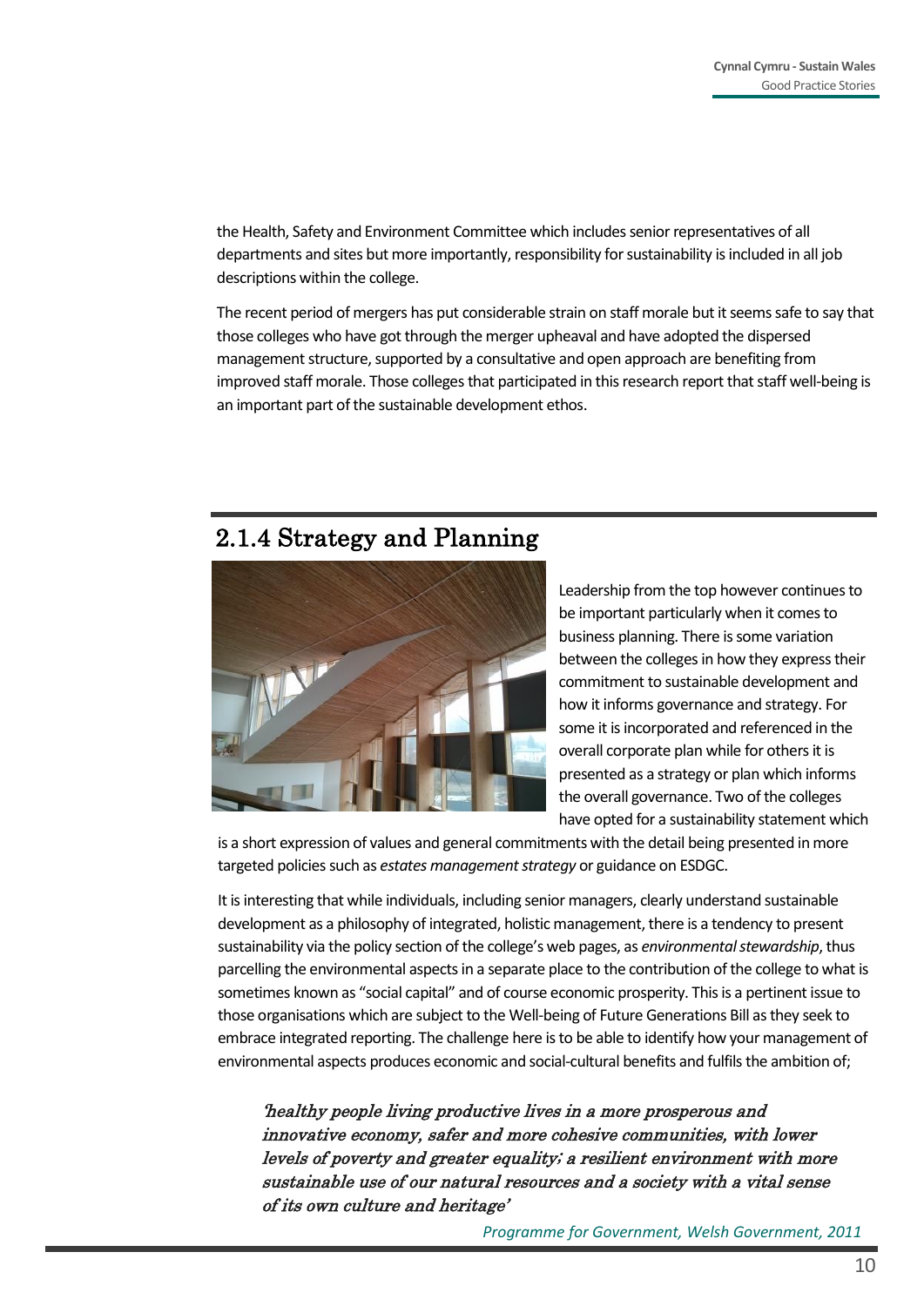the Health, Safety and Environment Committee which includes senior representatives of all departments and sites but more importantly, responsibility for sustainability is included in all job descriptions within the college.

The recent period of mergers has put considerable strain on staff morale but it seems safe to say that those colleges who have got through the merger upheaval and have adopted the dispersed management structure, supported by a consultative and open approach are benefiting from improved staff morale. Those colleges that participated in this research report that staff well-being is an important part of the sustainable development ethos.

## 2.1.4 Strategy and Planning

Leadership from the top however continues to be important particularly when it comes to business planning. There is some variation between the colleges in how they express their commitment to sustainable development and how it informs governance and strategy. For some it is incorporated and referenced in the overall corporate plan while for others it is presented as a strategy or plan which informs the overall governance. Two of the colleges have opted for a sustainability statement which is a short expression of values and general commitments with the detail being presented in more targeted policies such as *estates management strategy* or guidance on ESDGC.

It is interesting that while individuals, including senior managers, clearly understand sustainable development as a philosophy of integrated, holistic management, there is a tendency to present sustainability via the policy section of the college's web pages, as *environmental stewardship*, thus parcelling the environmental aspects in a separate place to the contribution of the college to what is sometimes known as "social capital" and of course economic prosperity. This is a pertinent issue to those organisations which are subject to the Well-being of Future Generations Bill as they seek to embrace integrated reporting. The challenge here is to be able to identify how your management of environmental aspects produces economic and social-cultural benefits and fulfils the ambition of;

> *'healthy people living productive lives in a more prosperous and innovative economy, safer and more cohesive communities, with lower levels of poverty and greater equality; a resilient environment with more sustainable use of our natural resources and a society with a vital sense of its own culture and heritage'*
>
> *Programme for Government, Welsh Government, 2011*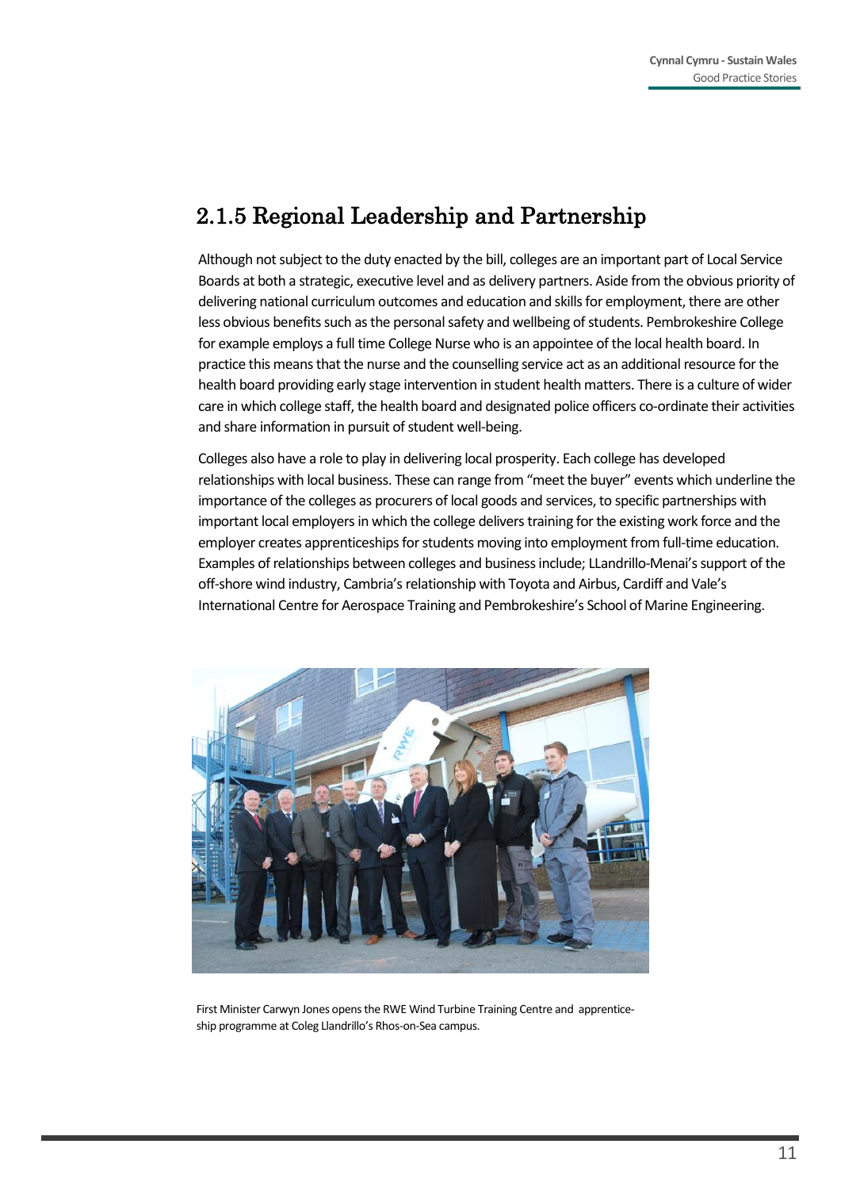## 2.1.5 Regional Leadership and Partnership

Although not subject to the duty enacted by the bill, colleges are an important part of Local Service Boards at both a strategic, executive level and as delivery partners. Aside from the obvious priority of delivering national curriculum outcomes and education and skills for employment, there are other less obvious benefits such as the personal safety and wellbeing of students. Pembrokeshire College for example employs a full time College Nurse who is an appointee of the local health board. In practice this means that the nurse and the counselling service act as an additional resource for the health board providing early stage intervention in student health matters. There is a culture of wider care in which college staff, the health board and designated police officers co-ordinate their activities and share information in pursuit of student well-being.

Colleges also have a role to play in delivering local prosperity. Each college has developed relationships with local business. These can range from "meet the buyer" events which underline the importance of the colleges as procurers of local goods and services, to specific partnerships with important local employers in which the college delivers training for the existing work force and the employer creates apprenticeships for students moving into employment from full-time education. Examples of relationships between colleges and business include; LLandrillo-Menai's support of the off-shore wind industry, Cambria's relationship with Toyota and Airbus, Cardiff and Vale's International Centre for Aerospace Training and Pembrokeshire's School of Marine Engineering.

First Minister Carwyn Jones opens the RWE Wind Turbine Training Centre and apprenticeship programme at Coleg Llandrillo's Rhos-on-Sea campus.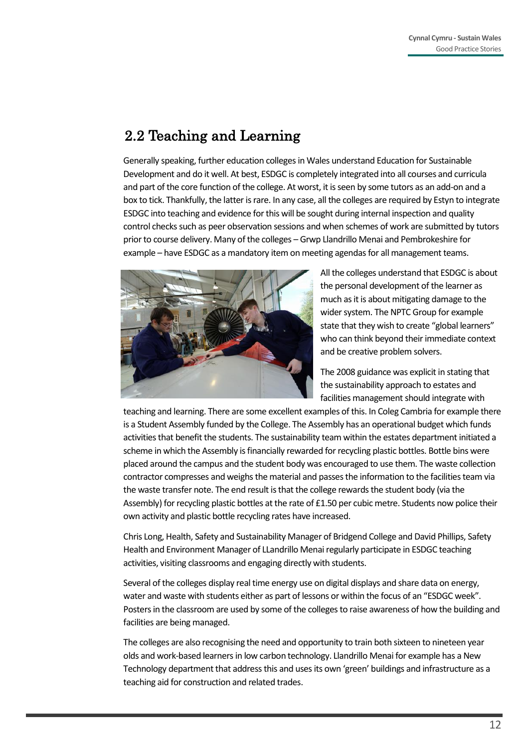## 2.2 Teaching and Learning

Generally speaking, further education colleges in Wales understand Education for Sustainable Development and do it well. At best, ESDGC is completely integrated into all courses and curricula and part of the core function of the college. At worst, it is seen by some tutors as an add-on and a box to tick. Thankfully, the latter is rare. In any case, all the colleges are required by Estyn to integrate ESDGC into teaching and evidence for this will be sought during internal inspection and quality control checks such as peer observation sessions and when schemes of work are submitted by tutors prior to course delivery. Many of the colleges – Grwp Llandrillo Menai and Pembrokeshire for example – have ESDGC as a mandatory item on meeting agendas for all management teams.

All the colleges understand that ESDGC is about the personal development of the learner as much as it is about mitigating damage to the wider system. The NPTC Group for example state that they wish to create "global learners" who can think beyond their immediate context and be creative problem solvers.

The 2008 guidance was explicit in stating that the sustainability approach to estates and facilities management should integrate with teaching and learning. There are some excellent examples of this. In Coleg Cambria for example there is a Student Assembly funded by the College. The Assembly has an operational budget which funds activities that benefit the students. The sustainability team within the estates department initiated a scheme in which the Assembly is financially rewarded for recycling plastic bottles. Bottle bins were placed around the campus and the student body was encouraged to use them. The waste collection contractor compresses and weighs the material and passes the information to the facilities team via the waste transfer note. The end result is that the college rewards the student body (via the Assembly) for recycling plastic bottles at the rate of £1.50 per cubic metre. Students now police their own activity and plastic bottle recycling rates have increased.

Chris Long, Health, Safety and Sustainability Manager of Bridgend College and David Phillips, Safety Health and Environment Manager of LLandrillo Menai regularly participate in ESDGC teaching activities, visiting classrooms and engaging directly with students.

Several of the colleges display real time energy use on digital displays and share data on energy, water and waste with students either as part of lessons or within the focus of an "ESDGC week". Posters in the classroom are used by some of the colleges to raise awareness of how the building and facilities are being managed.

The colleges are also recognising the need and opportunity to train both sixteen to nineteen year olds and work-based learners in low carbon technology. Llandrillo Menai for example has a New Technology department that address this and uses its own 'green' buildings and infrastructure as a teaching aid for construction and related trades.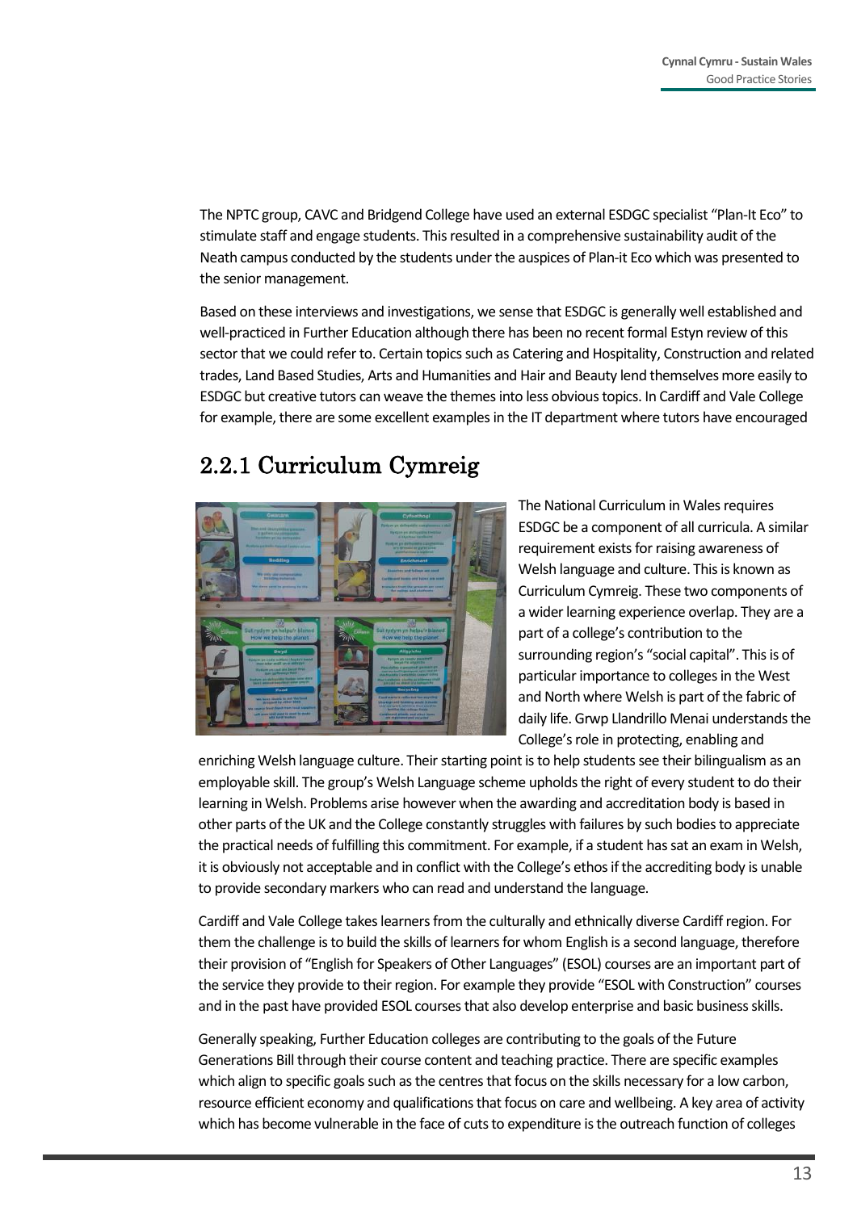The NPTC group, CAVC and Bridgend College have used an external ESDGC specialist "Plan-It Eco" to stimulate staff and engage students. This resulted in a comprehensive sustainability audit of the Neath campus conducted by the students under the auspices of Plan-it Eco which was presented to the senior management.

Based on these interviews and investigations, we sense that ESDGC is generally well established and well-practiced in Further Education although there has been no recent formal Estyn review of this sector that we could refer to. Certain topics such as Catering and Hospitality, Construction and related trades, Land Based Studies, Arts and Humanities and Hair and Beauty lend themselves more easily to ESDGC but creative tutors can weave the themes into less obvious topics. In Cardiff and Vale College for example, there are some excellent examples in the IT department where tutors have encouraged

## 2.2.1 Curriculum Cymreig

The National Curriculum in Wales requires ESDGC be a component of all curricula. A similar requirement exists for raising awareness of Welsh language and culture. This is known as Curriculum Cymreig. These two components of a wider learning experience overlap. They are a part of a college's contribution to the surrounding region's "social capital". This is of particular importance to colleges in the West and North where Welsh is part of the fabric of daily life. Grwp Llandrillo Menai understands the College's role in protecting, enabling and enriching Welsh language culture. Their starting point is to help students see their bilingualism as an employable skill. The group's Welsh Language scheme upholds the right of every student to do their learning in Welsh. Problems arise however when the awarding and accreditation body is based in other parts of the UK and the College constantly struggles with failures by such bodies to appreciate the practical needs of fulfilling this commitment. For example, if a student has sat an exam in Welsh, it is obviously not acceptable and in conflict with the College's ethos if the accrediting body is unable to provide secondary markers who can read and understand the language.

Cardiff and Vale College takes learners from the culturally and ethnically diverse Cardiff region. For them the challenge is to build the skills of learners for whom English is a second language, therefore their provision of "English for Speakers of Other Languages" (ESOL) courses are an important part of the service they provide to their region. For example they provide "ESOL with Construction" courses and in the past have provided ESOL courses that also develop enterprise and basic business skills.

Generally speaking, Further Education colleges are contributing to the goals of the Future Generations Bill through their course content and teaching practice. There are specific examples which align to specific goals such as the centres that focus on the skills necessary for a low carbon, resource efficient economy and qualifications that focus on care and wellbeing. A key area of activity which has become vulnerable in the face of cuts to expenditure is the outreach function of colleges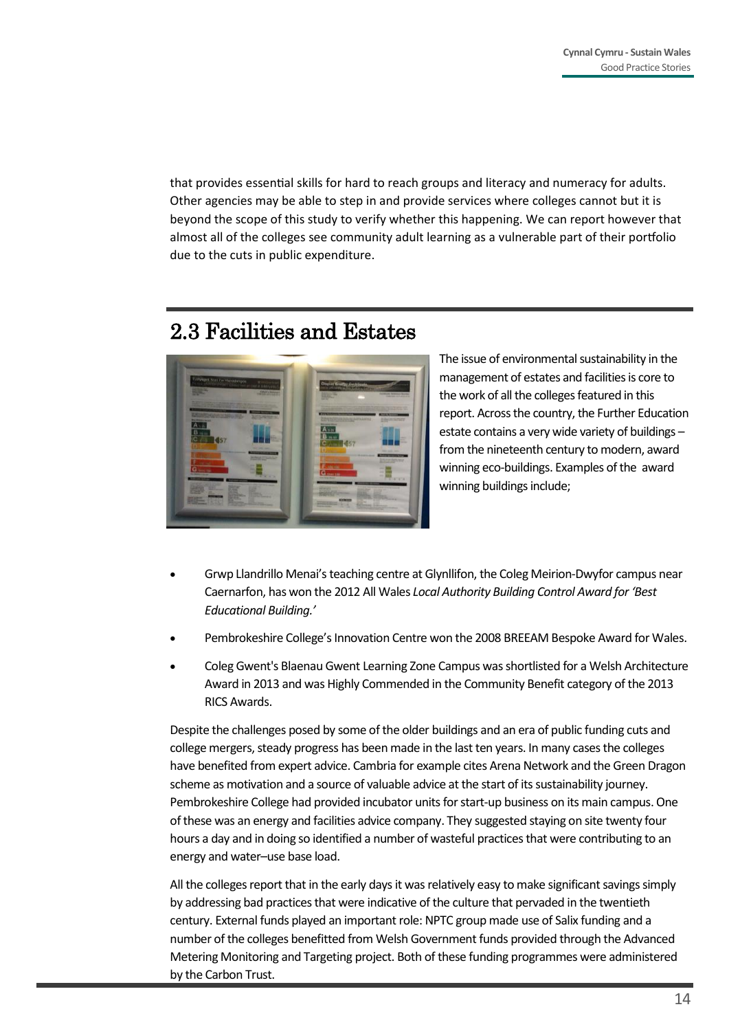that provides essential skills for hard to reach groups and literacy and numeracy for adults. Other agencies may be able to step in and provide services where colleges cannot but it is beyond the scope of this study to verify whether this happening. We can report however that almost all of the colleges see community adult learning as a vulnerable part of their portfolio due to the cuts in public expenditure.

## 2.3 Facilities and Estates

The issue of environmental sustainability in the management of estates and facilities is core to the work of all the colleges featured in this report. Across the country, the Further Education estate contains a very wide variety of buildings – from the nineteenth century to modern, award winning eco-buildings. Examples of the award winning buildings include;

- Grwp Llandrillo Menai's teaching centre at Glynllifon, the Coleg Meirion-Dwyfor campus near Caernarfon, has won the 2012 All Wales *Local Authority Building Control Award for 'Best Educational Building.'*
- Pembrokeshire College's Innovation Centre won the 2008 BREEAM Bespoke Award for Wales.
- Coleg Gwent's Blaenau Gwent Learning Zone Campus was shortlisted for a Welsh Architecture Award in 2013 and was Highly Commended in the Community Benefit category of the 2013 RICS Awards.

Despite the challenges posed by some of the older buildings and an era of public funding cuts and college mergers, steady progress has been made in the last ten years. In many cases the colleges have benefited from expert advice. Cambria for example cites Arena Network and the Green Dragon scheme as motivation and a source of valuable advice at the start of its sustainability journey. Pembrokeshire College had provided incubator units for start-up business on its main campus. One of these was an energy and facilities advice company. They suggested staying on site twenty four hours a day and in doing so identified a number of wasteful practices that were contributing to an energy and water–use base load.

All the colleges report that in the early days it was relatively easy to make significant savings simply by addressing bad practices that were indicative of the culture that pervaded in the twentieth century. External funds played an important role: NPTC group made use of Salix funding and a number of the colleges benefitted from Welsh Government funds provided through the Advanced Metering Monitoring and Targeting project. Both of these funding programmes were administered by the Carbon Trust.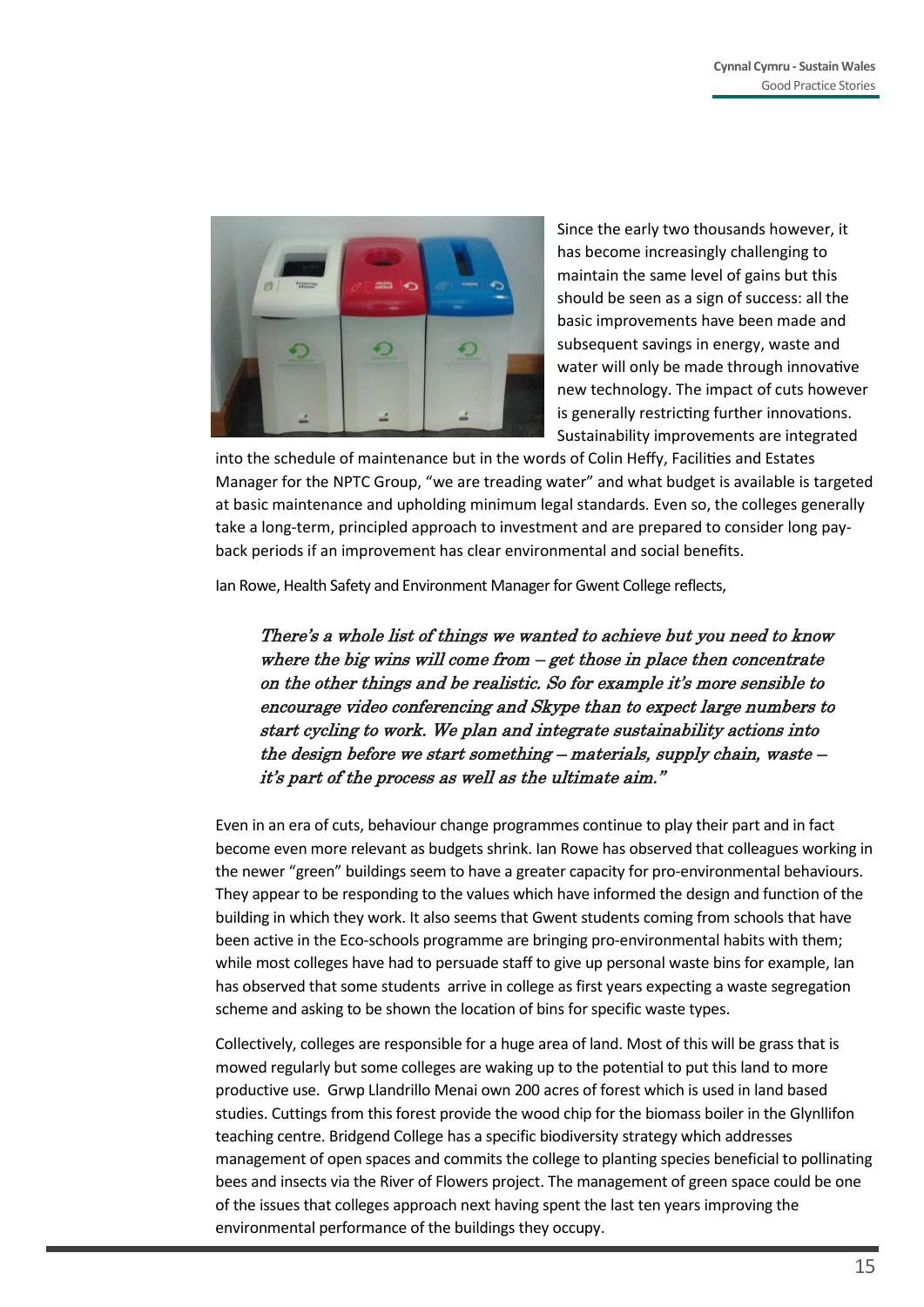Since the early two thousands however, it has become increasingly challenging to maintain the same level of gains but this should be seen as a sign of success: all the basic improvements have been made and subsequent savings in energy, waste and water will only be made through innovative new technology. The impact of cuts however is generally restricting further innovations. Sustainability improvements are integrated into the schedule of maintenance but in the words of Colin Heffy, Facilities and Estates Manager for the NPTC Group, "we are treading water" and what budget is available is targeted at basic maintenance and upholding minimum legal standards. Even so, the colleges generally take a long-term, principled approach to investment and are prepared to consider long pay-back periods if an improvement has clear environmental and social benefits.

Ian Rowe, Health Safety and Environment Manager for Gwent College reflects,

> *There's a whole list of things we wanted to achieve but you need to know where the big wins will come from – get those in place then concentrate on the other things and be realistic. So for example it's more sensible to encourage video conferencing and Skype than to expect large numbers to start cycling to work. We plan and integrate sustainability actions into the design before we start something – materials, supply chain, waste – it's part of the process as well as the ultimate aim."*

Even in an era of cuts, behaviour change programmes continue to play their part and in fact become even more relevant as budgets shrink. Ian Rowe has observed that colleagues working in the newer "green" buildings seem to have a greater capacity for pro-environmental behaviours. They appear to be responding to the values which have informed the design and function of the building in which they work. It also seems that Gwent students coming from schools that have been active in the Eco-schools programme are bringing pro-environmental habits with them; while most colleges have had to persuade staff to give up personal waste bins for example, Ian has observed that some students arrive in college as first years expecting a waste segregation scheme and asking to be shown the location of bins for specific waste types.

Collectively, colleges are responsible for a huge area of land. Most of this will be grass that is mowed regularly but some colleges are waking up to the potential to put this land to more productive use. Grwp Llandrillo Menai own 200 acres of forest which is used in land based studies. Cuttings from this forest provide the wood chip for the biomass boiler in the Glynllifon teaching centre. Bridgend College has a specific biodiversity strategy which addresses management of open spaces and commits the college to planting species beneficial to pollinating bees and insects via the River of Flowers project. The management of green space could be one of the issues that colleges approach next having spent the last ten years improving the environmental performance of the buildings they occupy.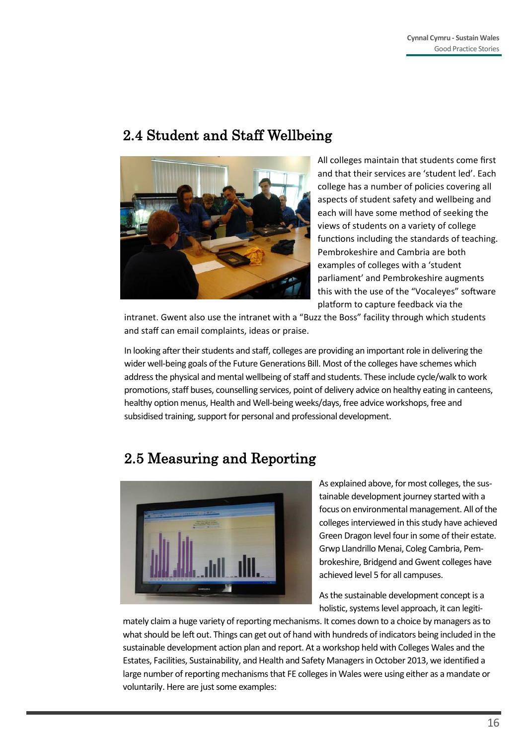## 2.4 Student and Staff Wellbeing

All colleges maintain that students come first and that their services are 'student led'. Each college has a number of policies covering all aspects of student safety and wellbeing and each will have some method of seeking the views of students on a variety of college functions including the standards of teaching. Pembrokeshire and Cambria are both examples of colleges with a 'student parliament' and Pembrokeshire augments this with the use of the "Vocaleyes" software platform to capture feedback via the intranet. Gwent also use the intranet with a "Buzz the Boss" facility through which students and staff can email complaints, ideas or praise.

In looking after their students and staff, colleges are providing an important role in delivering the wider well-being goals of the Future Generations Bill. Most of the colleges have schemes which address the physical and mental wellbeing of staff and students. These include cycle/walk to work promotions, staff buses, counselling services, point of delivery advice on healthy eating in canteens, healthy option menus, Health and Well-being weeks/days, free advice workshops, free and subsidised training, support for personal and professional development.

## 2.5 Measuring and Reporting

As explained above, for most colleges, the sustainable development journey started with a focus on environmental management. All of the colleges interviewed in this study have achieved Green Dragon level four in some of their estate. Grwp Llandrillo Menai, Coleg Cambria, Pembrokeshire, Bridgend and Gwent colleges have achieved level 5 for all campuses.

As the sustainable development concept is a holistic, systems level approach, it can legitimately claim a huge variety of reporting mechanisms. It comes down to a choice by managers as to what should be left out. Things can get out of hand with hundreds of indicators being included in the sustainable development action plan and report. At a workshop held with Colleges Wales and the Estates, Facilities, Sustainability, and Health and Safety Managers in October 2013, we identified a large number of reporting mechanisms that FE colleges in Wales were using either as a mandate or voluntarily. Here are just some examples: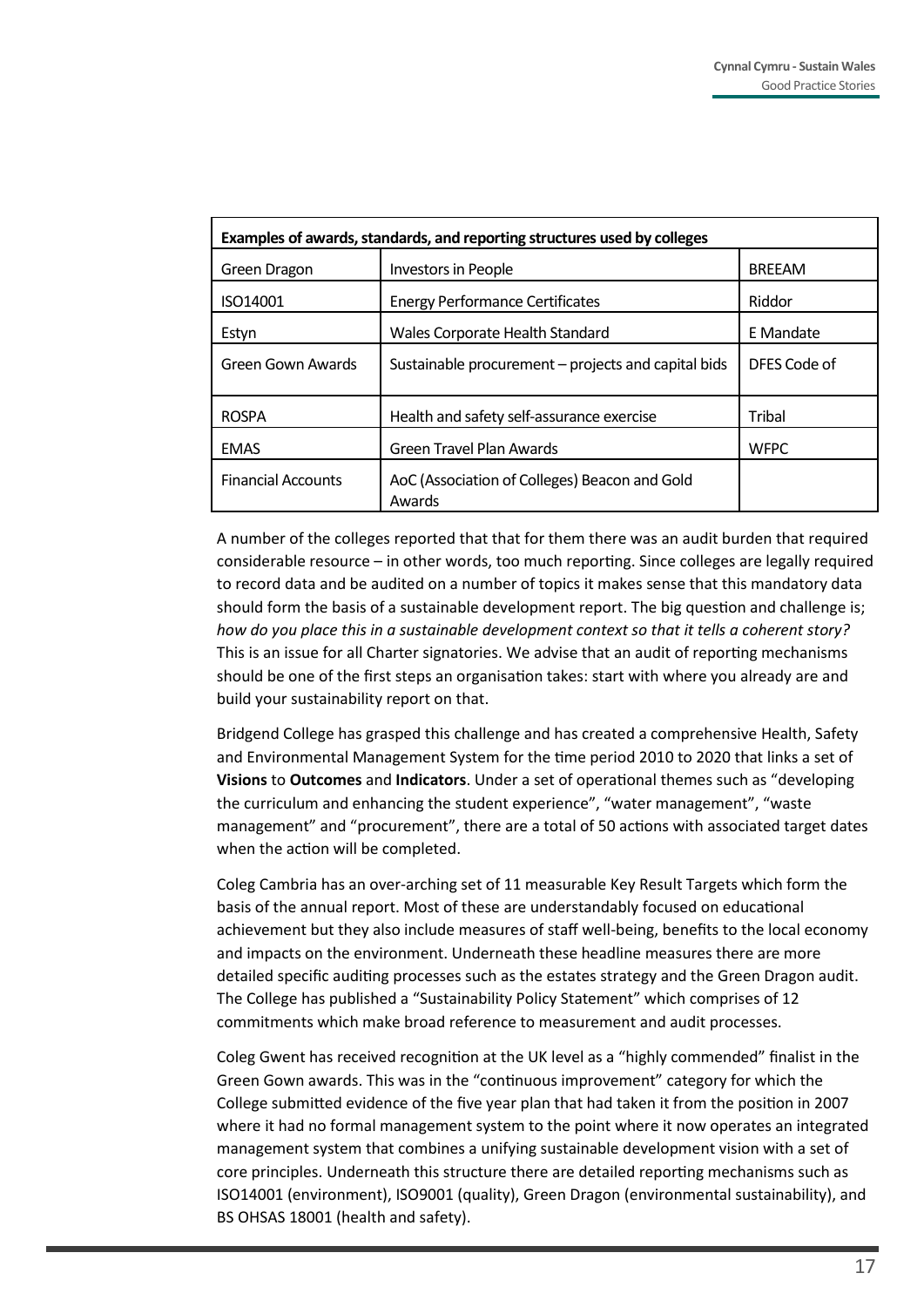| Examples of awards, standards, and reporting structures used by colleges | | |
|---|---|---|
| Green Dragon | Investors in People | BREEAM |
| ISO14001 | Energy Performance Certificates | Riddor |
| Estyn | Wales Corporate Health Standard | E Mandate |
| Green Gown Awards | Sustainable procurement – projects and capital bids | DFES Code of |
| ROSPA | Health and safety self-assurance exercise | Tribal |
| EMAS | Green Travel Plan Awards | WFPC |
| Financial Accounts | AoC (Association of Colleges) Beacon and Gold Awards | |

A number of the colleges reported that that for them there was an audit burden that required considerable resource – in other words, too much reporting. Since colleges are legally required to record data and be audited on a number of topics it makes sense that this mandatory data should form the basis of a sustainable development report. The big question and challenge is; *how do you place this in a sustainable development context so that it tells a coherent story?* This is an issue for all Charter signatories. We advise that an audit of reporting mechanisms should be one of the first steps an organisation takes: start with where you already are and build your sustainability report on that.

Bridgend College has grasped this challenge and has created a comprehensive Health, Safety and Environmental Management System for the time period 2010 to 2020 that links a set of **Visions** to **Outcomes** and **Indicators**. Under a set of operational themes such as "developing the curriculum and enhancing the student experience", "water management", "waste management" and "procurement", there are a total of 50 actions with associated target dates when the action will be completed.

Coleg Cambria has an over-arching set of 11 measurable Key Result Targets which form the basis of the annual report. Most of these are understandably focused on educational achievement but they also include measures of staff well-being, benefits to the local economy and impacts on the environment. Underneath these headline measures there are more detailed specific auditing processes such as the estates strategy and the Green Dragon audit. The College has published a "Sustainability Policy Statement" which comprises of 12 commitments which make broad reference to measurement and audit processes.

Coleg Gwent has received recognition at the UK level as a "highly commended" finalist in the Green Gown awards. This was in the "continuous improvement" category for which the College submitted evidence of the five year plan that had taken it from the position in 2007 where it had no formal management system to the point where it now operates an integrated management system that combines a unifying sustainable development vision with a set of core principles. Underneath this structure there are detailed reporting mechanisms such as ISO14001 (environment), ISO9001 (quality), Green Dragon (environmental sustainability), and BS OHSAS 18001 (health and safety).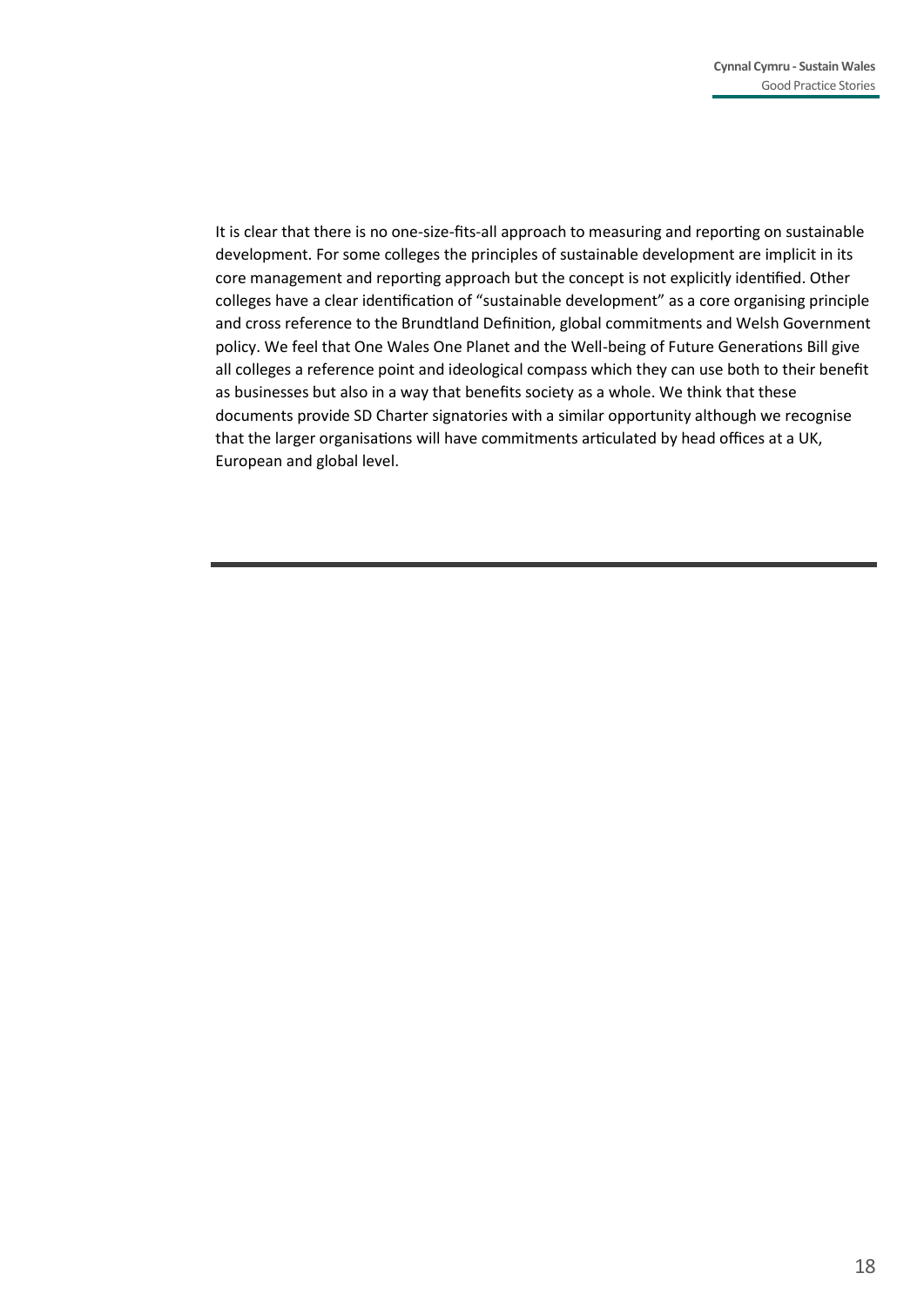It is clear that there is no one-size-fits-all approach to measuring and reporting on sustainable development. For some colleges the principles of sustainable development are implicit in its core management and reporting approach but the concept is not explicitly identified. Other colleges have a clear identification of "sustainable development" as a core organising principle and cross reference to the Brundtland Definition, global commitments and Welsh Government policy. We feel that One Wales One Planet and the Well-being of Future Generations Bill give all colleges a reference point and ideological compass which they can use both to their benefit as businesses but also in a way that benefits society as a whole. We think that these documents provide SD Charter signatories with a similar opportunity although we recognise that the larger organisations will have commitments articulated by head offices at a UK, European and global level.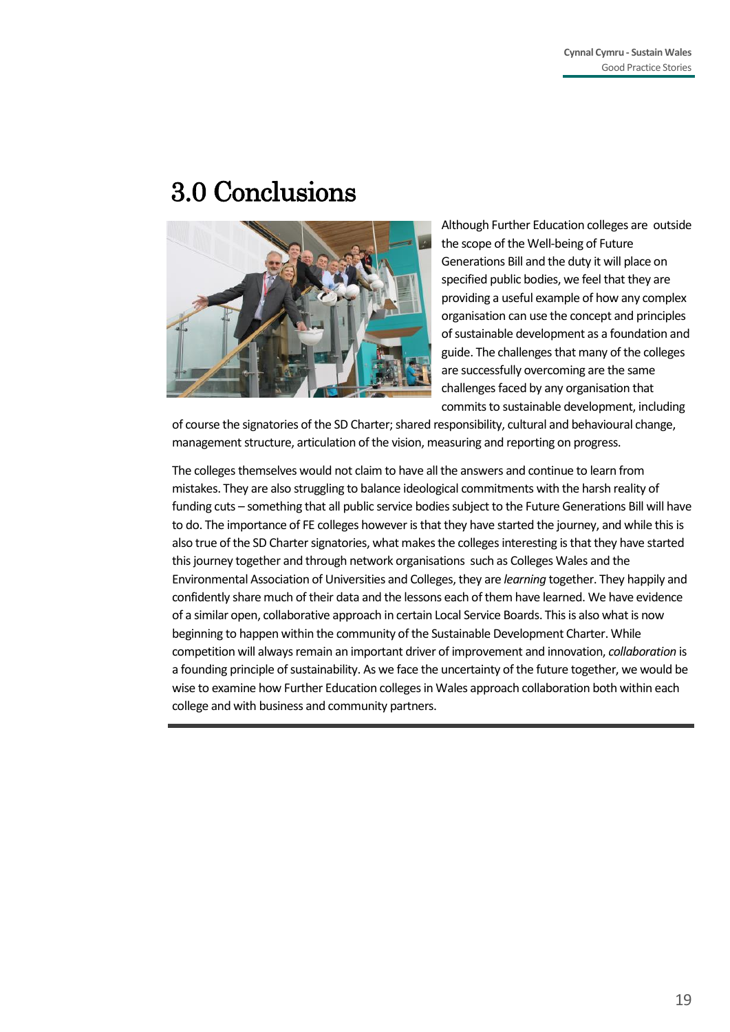# 3.0 Conclusions

Although Further Education colleges are outside the scope of the Well-being of Future Generations Bill and the duty it will place on specified public bodies, we feel that they are providing a useful example of how any complex organisation can use the concept and principles of sustainable development as a foundation and guide. The challenges that many of the colleges are successfully overcoming are the same challenges faced by any organisation that commits to sustainable development, including of course the signatories of the SD Charter; shared responsibility, cultural and behavioural change, management structure, articulation of the vision, measuring and reporting on progress.

The colleges themselves would not claim to have all the answers and continue to learn from mistakes. They are also struggling to balance ideological commitments with the harsh reality of funding cuts – something that all public service bodies subject to the Future Generations Bill will have to do. The importance of FE colleges however is that they have started the journey, and while this is also true of the SD Charter signatories, what makes the colleges interesting is that they have started this journey together and through network organisations such as Colleges Wales and the Environmental Association of Universities and Colleges, they are *learning* together. They happily and confidently share much of their data and the lessons each of them have learned. We have evidence of a similar open, collaborative approach in certain Local Service Boards. This is also what is now beginning to happen within the community of the Sustainable Development Charter. While competition will always remain an important driver of improvement and innovation, *collaboration* is a founding principle of sustainability. As we face the uncertainty of the future together, we would be wise to examine how Further Education colleges in Wales approach collaboration both within each college and with business and community partners.